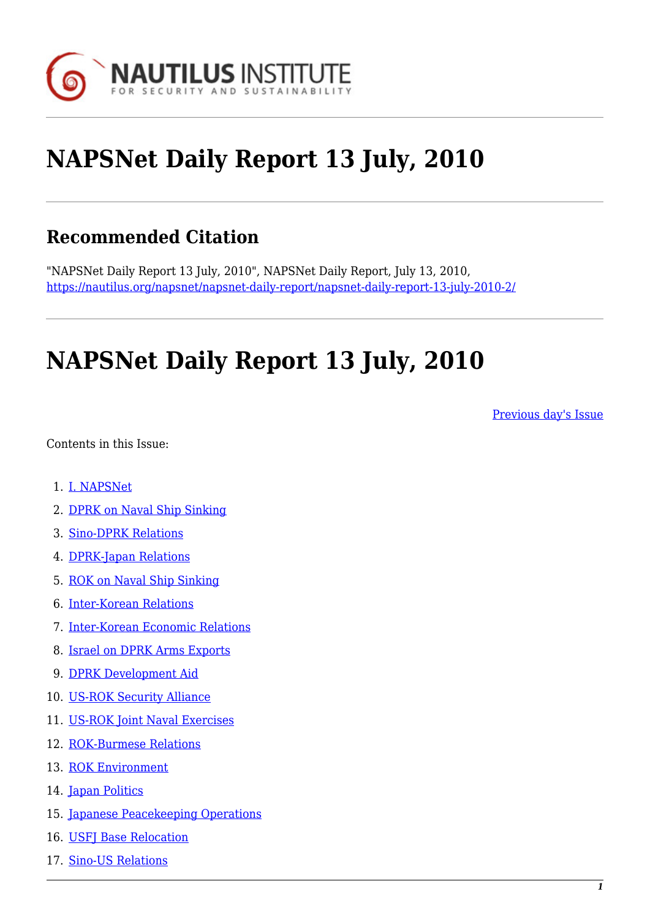# NAPSNet Daily Report 13 July, 2010

## Recommended Citation

"NAPSNet Daily Report 13 July, 2010", NAPSNet Daily Report, July 13, 2010, https://nautilus.org/napsnet/napsnet-daily-report/napsnet-daily-report-13-july-2010-2/

# NAPSNet Daily Report 13 July, 2010

Previous day's Issue

Contents in this Issue:

1. I. NAPSNet
2. DPRK on Naval Ship Sinking
3. Sino-DPRK Relations
4. DPRK-Japan Relations
5. ROK on Naval Ship Sinking
6. Inter-Korean Relations
7. Inter-Korean Economic Relations
8. Israel on DPRK Arms Exports
9. DPRK Development Aid
10. US-ROK Security Alliance
11. US-ROK Joint Naval Exercises
12. ROK-Burmese Relations
13. ROK Environment
14. Japan Politics
15. Japanese Peacekeeping Operations
16. USFJ Base Relocation
17. Sino-US Relations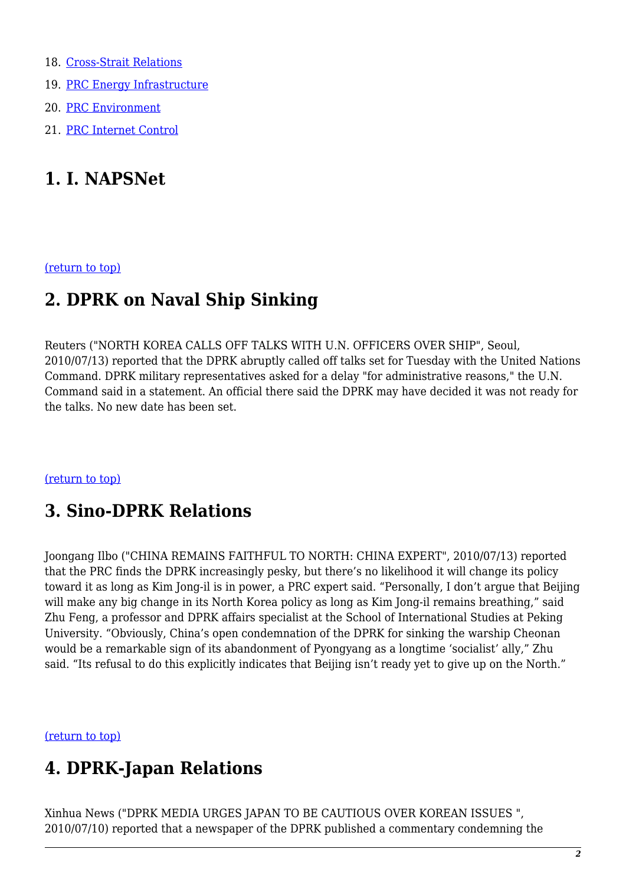18. [Cross-Strait Relations](#)
19. [PRC Energy Infrastructure](#)
20. [PRC Environment](#)
21. [PRC Internet Control](#)

## 1. I. NAPSNet

[(return to top)](#)

## 2. DPRK on Naval Ship Sinking

Reuters ("NORTH KOREA CALLS OFF TALKS WITH U.N. OFFICERS OVER SHIP", Seoul, 2010/07/13) reported that the DPRK abruptly called off talks set for Tuesday with the United Nations Command. DPRK military representatives asked for a delay "for administrative reasons," the U.N. Command said in a statement. An official there said the DPRK may have decided it was not ready for the talks. No new date has been set.

[(return to top)](#)

## 3. Sino-DPRK Relations

Joongang Ilbo ("CHINA REMAINS FAITHFUL TO NORTH: CHINA EXPERT", 2010/07/13) reported that the PRC finds the DPRK increasingly pesky, but there's no likelihood it will change its policy toward it as long as Kim Jong-il is in power, a PRC expert said. "Personally, I don't argue that Beijing will make any big change in its North Korea policy as long as Kim Jong-il remains breathing," said Zhu Feng, a professor and DPRK affairs specialist at the School of International Studies at Peking University. "Obviously, China's open condemnation of the DPRK for sinking the warship Cheonan would be a remarkable sign of its abandonment of Pyongyang as a longtime 'socialist' ally," Zhu said. "Its refusal to do this explicitly indicates that Beijing isn't ready yet to give up on the North."

[(return to top)](#)

## 4. DPRK-Japan Relations

Xinhua News ("DPRK MEDIA URGES JAPAN TO BE CAUTIOUS OVER KOREAN ISSUES ", 2010/07/10) reported that a newspaper of the DPRK published a commentary condemning the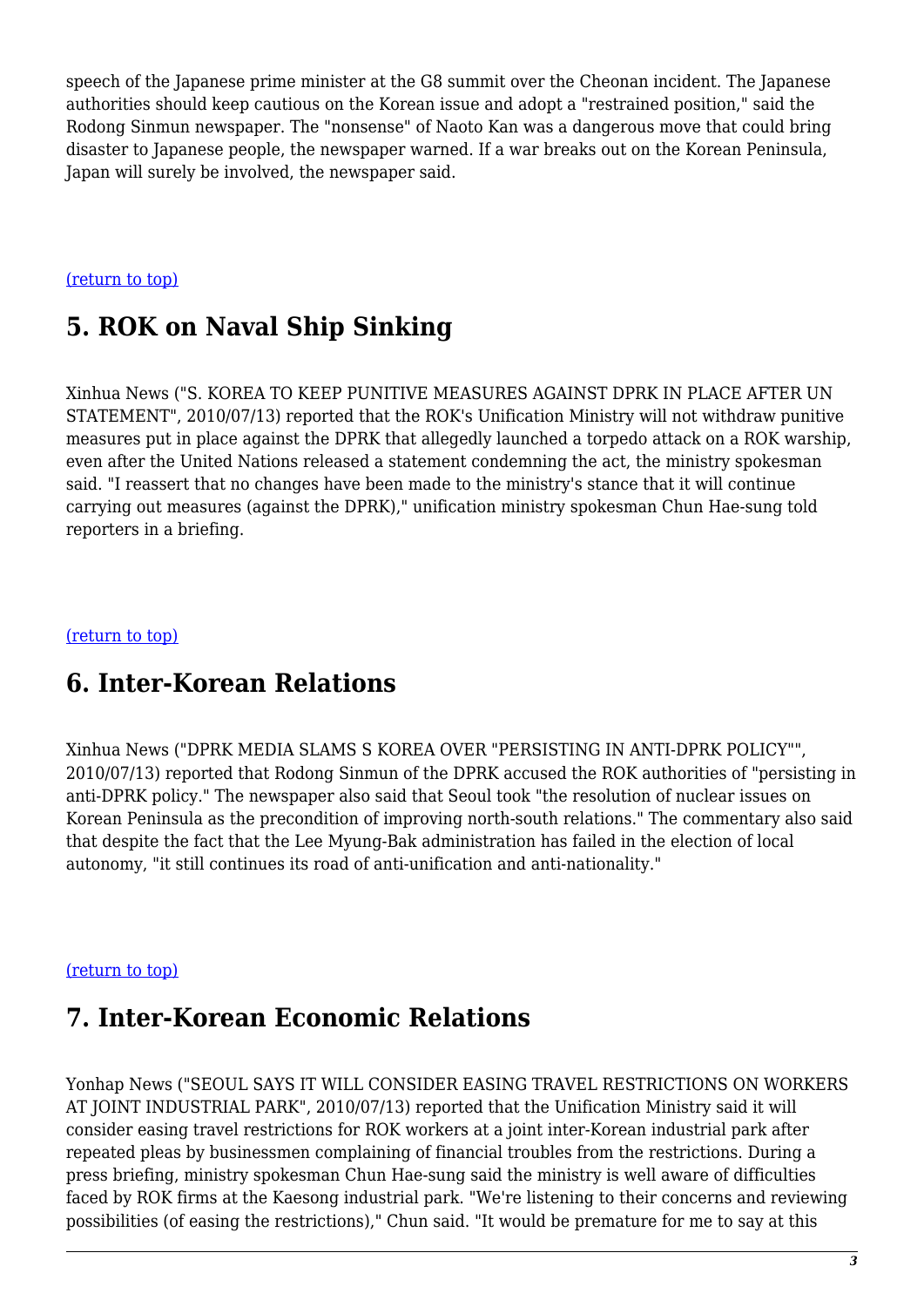speech of the Japanese prime minister at the G8 summit over the Cheonan incident. The Japanese authorities should keep cautious on the Korean issue and adopt a "restrained position," said the Rodong Sinmun newspaper. The "nonsense" of Naoto Kan was a dangerous move that could bring disaster to Japanese people, the newspaper warned. If a war breaks out on the Korean Peninsula, Japan will surely be involved, the newspaper said.

(return to top)

## 5. ROK on Naval Ship Sinking

Xinhua News ("S. KOREA TO KEEP PUNITIVE MEASURES AGAINST DPRK IN PLACE AFTER UN STATEMENT", 2010/07/13) reported that the ROK's Unification Ministry will not withdraw punitive measures put in place against the DPRK that allegedly launched a torpedo attack on a ROK warship, even after the United Nations released a statement condemning the act, the ministry spokesman said. "I reassert that no changes have been made to the ministry's stance that it will continue carrying out measures (against the DPRK)," unification ministry spokesman Chun Hae-sung told reporters in a briefing.

(return to top)

## 6. Inter-Korean Relations

Xinhua News ("DPRK MEDIA SLAMS S KOREA OVER "PERSISTING IN ANTI-DPRK POLICY"", 2010/07/13) reported that Rodong Sinmun of the DPRK accused the ROK authorities of "persisting in anti-DPRK policy." The newspaper also said that Seoul took "the resolution of nuclear issues on Korean Peninsula as the precondition of improving north-south relations." The commentary also said that despite the fact that the Lee Myung-Bak administration has failed in the election of local autonomy, "it still continues its road of anti-unification and anti-nationality."

(return to top)

## 7. Inter-Korean Economic Relations

Yonhap News ("SEOUL SAYS IT WILL CONSIDER EASING TRAVEL RESTRICTIONS ON WORKERS AT JOINT INDUSTRIAL PARK", 2010/07/13) reported that the Unification Ministry said it will consider easing travel restrictions for ROK workers at a joint inter-Korean industrial park after repeated pleas by businessmen complaining of financial troubles from the restrictions. During a press briefing, ministry spokesman Chun Hae-sung said the ministry is well aware of difficulties faced by ROK firms at the Kaesong industrial park. "We're listening to their concerns and reviewing possibilities (of easing the restrictions)," Chun said. "It would be premature for me to say at this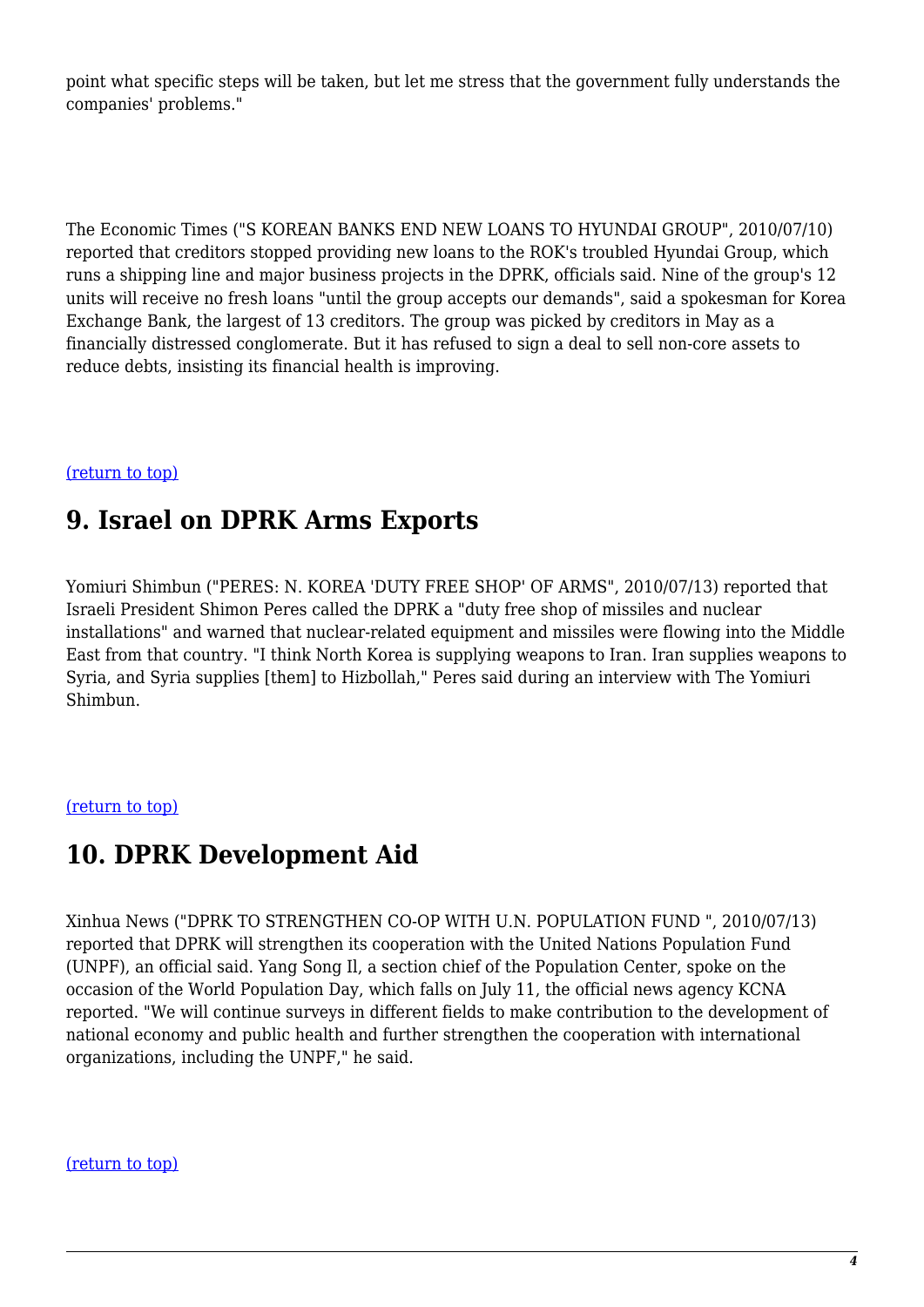point what specific steps will be taken, but let me stress that the government fully understands the companies' problems."

The Economic Times ("S KOREAN BANKS END NEW LOANS TO HYUNDAI GROUP", 2010/07/10) reported that creditors stopped providing new loans to the ROK's troubled Hyundai Group, which runs a shipping line and major business projects in the DPRK, officials said. Nine of the group's 12 units will receive no fresh loans "until the group accepts our demands", said a spokesman for Korea Exchange Bank, the largest of 13 creditors. The group was picked by creditors in May as a financially distressed conglomerate. But it has refused to sign a deal to sell non-core assets to reduce debts, insisting its financial health is improving.

(return to top)

## 9. Israel on DPRK Arms Exports

Yomiuri Shimbun ("PERES: N. KOREA 'DUTY FREE SHOP' OF ARMS", 2010/07/13) reported that Israeli President Shimon Peres called the DPRK a "duty free shop of missiles and nuclear installations" and warned that nuclear-related equipment and missiles were flowing into the Middle East from that country. "I think North Korea is supplying weapons to Iran. Iran supplies weapons to Syria, and Syria supplies [them] to Hizbollah," Peres said during an interview with The Yomiuri Shimbun.

(return to top)

## 10. DPRK Development Aid

Xinhua News ("DPRK TO STRENGTHEN CO-OP WITH U.N. POPULATION FUND ", 2010/07/13) reported that DPRK will strengthen its cooperation with the United Nations Population Fund (UNPF), an official said. Yang Song Il, a section chief of the Population Center, spoke on the occasion of the World Population Day, which falls on July 11, the official news agency KCNA reported. "We will continue surveys in different fields to make contribution to the development of national economy and public health and further strengthen the cooperation with international organizations, including the UNPF," he said.

(return to top)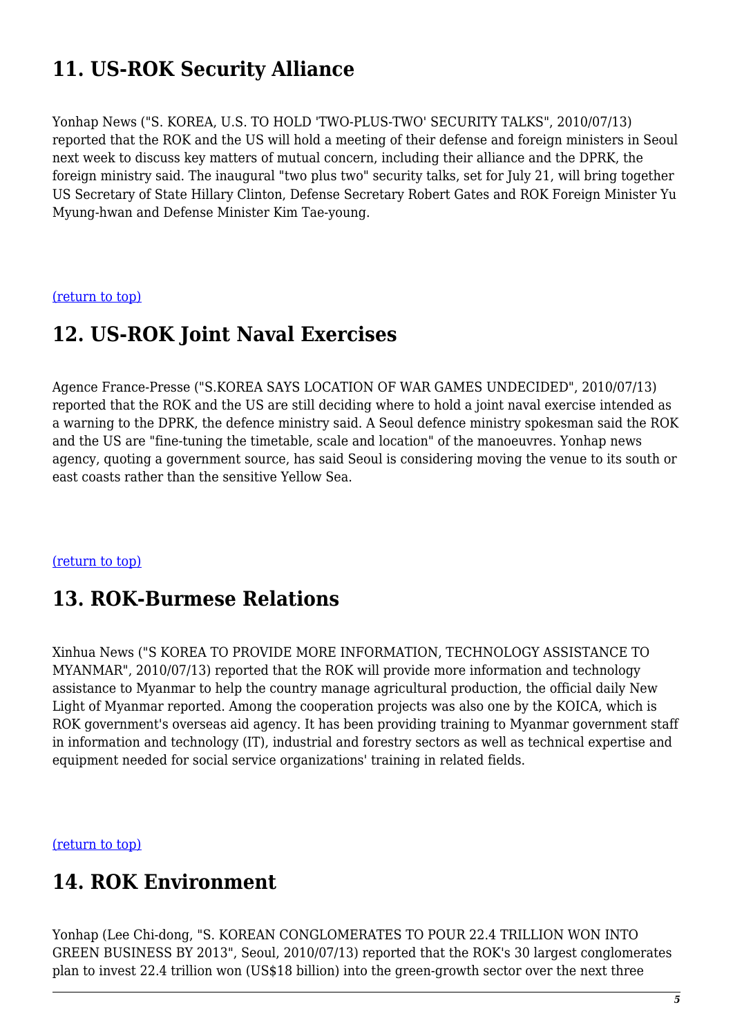## 11. US-ROK Security Alliance

Yonhap News ("S. KOREA, U.S. TO HOLD 'TWO-PLUS-TWO' SECURITY TALKS", 2010/07/13) reported that the ROK and the US will hold a meeting of their defense and foreign ministers in Seoul next week to discuss key matters of mutual concern, including their alliance and the DPRK, the foreign ministry said. The inaugural "two plus two" security talks, set for July 21, will bring together US Secretary of State Hillary Clinton, Defense Secretary Robert Gates and ROK Foreign Minister Yu Myung-hwan and Defense Minister Kim Tae-young.

(return to top)

## 12. US-ROK Joint Naval Exercises

Agence France-Presse ("S.KOREA SAYS LOCATION OF WAR GAMES UNDECIDED", 2010/07/13) reported that the ROK and the US are still deciding where to hold a joint naval exercise intended as a warning to the DPRK, the defence ministry said. A Seoul defence ministry spokesman said the ROK and the US are "fine-tuning the timetable, scale and location" of the manoeuvres. Yonhap news agency, quoting a government source, has said Seoul is considering moving the venue to its south or east coasts rather than the sensitive Yellow Sea.

(return to top)

## 13. ROK-Burmese Relations

Xinhua News ("S KOREA TO PROVIDE MORE INFORMATION, TECHNOLOGY ASSISTANCE TO MYANMAR", 2010/07/13) reported that the ROK will provide more information and technology assistance to Myanmar to help the country manage agricultural production, the official daily New Light of Myanmar reported. Among the cooperation projects was also one by the KOICA, which is ROK government's overseas aid agency. It has been providing training to Myanmar government staff in information and technology (IT), industrial and forestry sectors as well as technical expertise and equipment needed for social service organizations' training in related fields.

(return to top)

## 14. ROK Environment

Yonhap (Lee Chi-dong, "S. KOREAN CONGLOMERATES TO POUR 22.4 TRILLION WON INTO GREEN BUSINESS BY 2013", Seoul, 2010/07/13) reported that the ROK's 30 largest conglomerates plan to invest 22.4 trillion won (US$18 billion) into the green-growth sector over the next three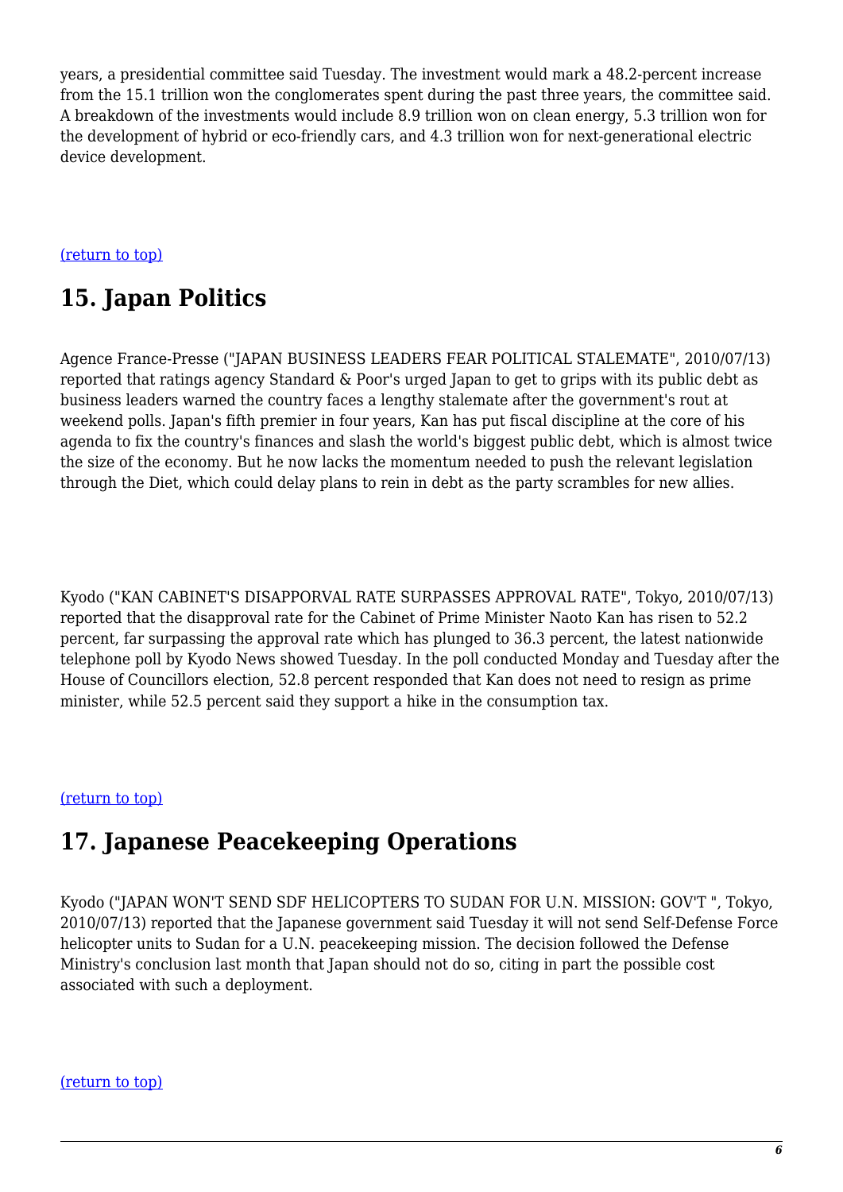years, a presidential committee said Tuesday. The investment would mark a 48.2-percent increase from the 15.1 trillion won the conglomerates spent during the past three years, the committee said. A breakdown of the investments would include 8.9 trillion won on clean energy, 5.3 trillion won for the development of hybrid or eco-friendly cars, and 4.3 trillion won for next-generational electric device development.

(return to top)

## 15. Japan Politics

Agence France-Presse ("JAPAN BUSINESS LEADERS FEAR POLITICAL STALEMATE", 2010/07/13) reported that ratings agency Standard & Poor's urged Japan to get to grips with its public debt as business leaders warned the country faces a lengthy stalemate after the government's rout at weekend polls. Japan's fifth premier in four years, Kan has put fiscal discipline at the core of his agenda to fix the country's finances and slash the world's biggest public debt, which is almost twice the size of the economy. But he now lacks the momentum needed to push the relevant legislation through the Diet, which could delay plans to rein in debt as the party scrambles for new allies.

Kyodo ("KAN CABINET'S DISAPPORVAL RATE SURPASSES APPROVAL RATE", Tokyo, 2010/07/13) reported that the disapproval rate for the Cabinet of Prime Minister Naoto Kan has risen to 52.2 percent, far surpassing the approval rate which has plunged to 36.3 percent, the latest nationwide telephone poll by Kyodo News showed Tuesday. In the poll conducted Monday and Tuesday after the House of Councillors election, 52.8 percent responded that Kan does not need to resign as prime minister, while 52.5 percent said they support a hike in the consumption tax.

(return to top)

## 17. Japanese Peacekeeping Operations

Kyodo ("JAPAN WON'T SEND SDF HELICOPTERS TO SUDAN FOR U.N. MISSION: GOV'T ", Tokyo, 2010/07/13) reported that the Japanese government said Tuesday it will not send Self-Defense Force helicopter units to Sudan for a U.N. peacekeeping mission. The decision followed the Defense Ministry's conclusion last month that Japan should not do so, citing in part the possible cost associated with such a deployment.

(return to top)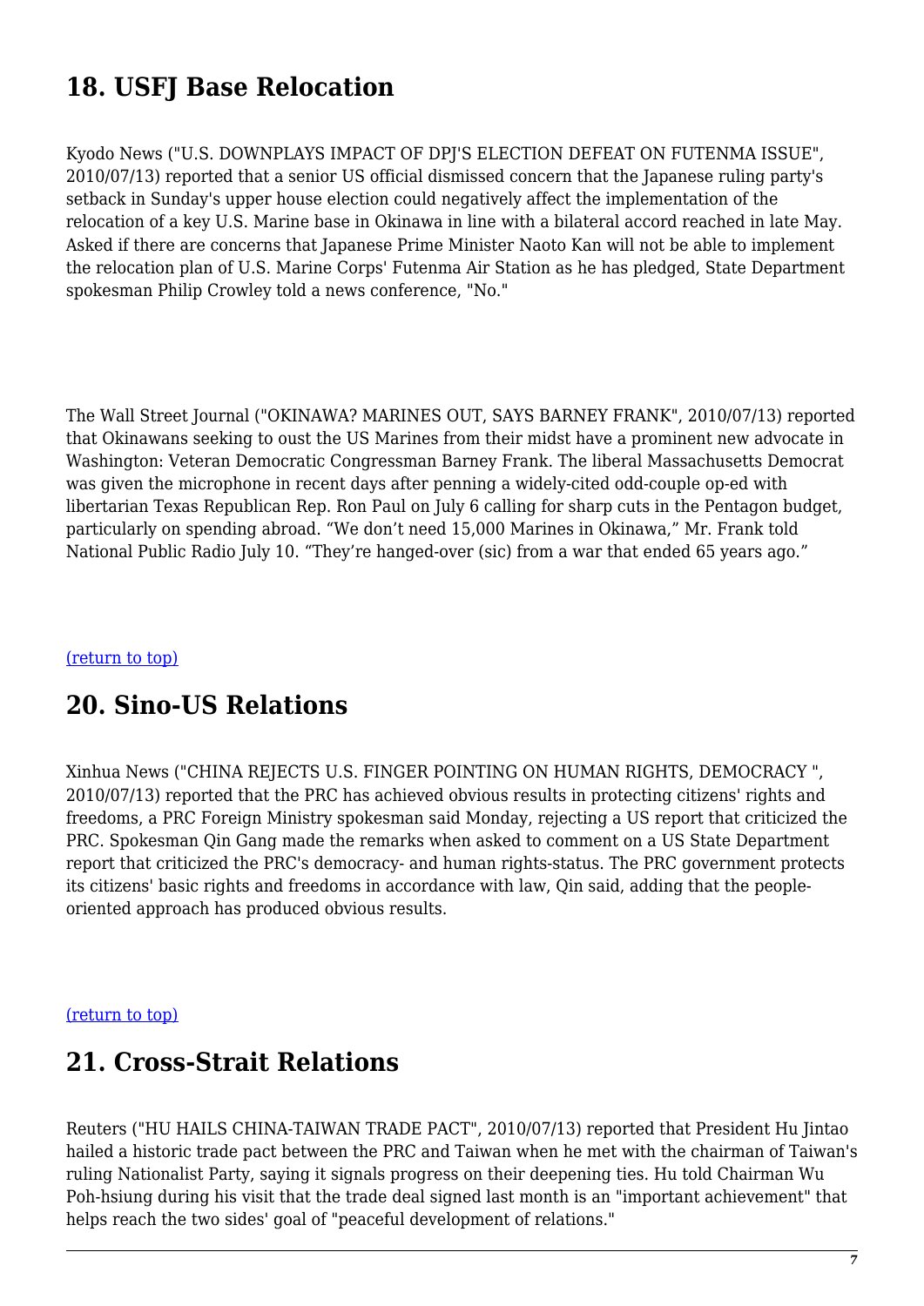## 18. USFJ Base Relocation

Kyodo News ("U.S. DOWNPLAYS IMPACT OF DPJ'S ELECTION DEFEAT ON FUTENMA ISSUE", 2010/07/13) reported that a senior US official dismissed concern that the Japanese ruling party's setback in Sunday's upper house election could negatively affect the implementation of the relocation of a key U.S. Marine base in Okinawa in line with a bilateral accord reached in late May. Asked if there are concerns that Japanese Prime Minister Naoto Kan will not be able to implement the relocation plan of U.S. Marine Corps' Futenma Air Station as he has pledged, State Department spokesman Philip Crowley told a news conference, "No."

The Wall Street Journal ("OKINAWA? MARINES OUT, SAYS BARNEY FRANK", 2010/07/13) reported that Okinawans seeking to oust the US Marines from their midst have a prominent new advocate in Washington: Veteran Democratic Congressman Barney Frank. The liberal Massachusetts Democrat was given the microphone in recent days after penning a widely-cited odd-couple op-ed with libertarian Texas Republican Rep. Ron Paul on July 6 calling for sharp cuts in the Pentagon budget, particularly on spending abroad. "We don't need 15,000 Marines in Okinawa," Mr. Frank told National Public Radio July 10. "They're hanged-over (sic) from a war that ended 65 years ago."

(return to top)

## 20. Sino-US Relations

Xinhua News ("CHINA REJECTS U.S. FINGER POINTING ON HUMAN RIGHTS, DEMOCRACY ", 2010/07/13) reported that the PRC has achieved obvious results in protecting citizens' rights and freedoms, a PRC Foreign Ministry spokesman said Monday, rejecting a US report that criticized the PRC. Spokesman Qin Gang made the remarks when asked to comment on a US State Department report that criticized the PRC's democracy- and human rights-status. The PRC government protects its citizens' basic rights and freedoms in accordance with law, Qin said, adding that the people-oriented approach has produced obvious results.

(return to top)

## 21. Cross-Strait Relations

Reuters ("HU HAILS CHINA-TAIWAN TRADE PACT", 2010/07/13) reported that President Hu Jintao hailed a historic trade pact between the PRC and Taiwan when he met with the chairman of Taiwan's ruling Nationalist Party, saying it signals progress on their deepening ties. Hu told Chairman Wu Poh-hsiung during his visit that the trade deal signed last month is an "important achievement" that helps reach the two sides' goal of "peaceful development of relations."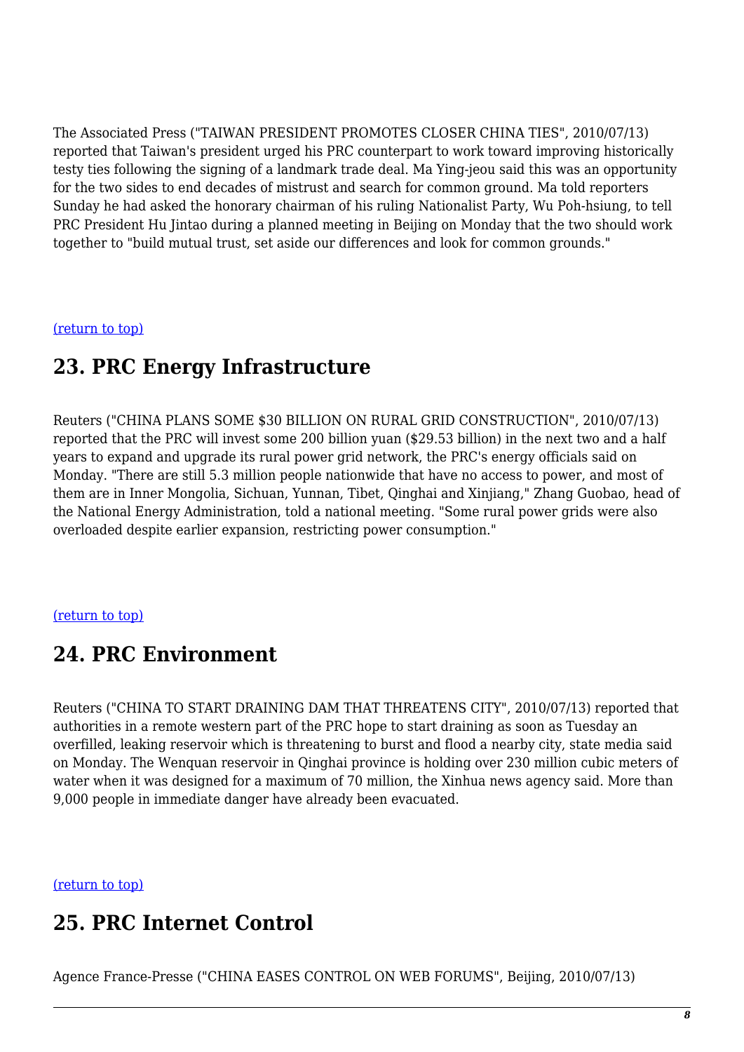The Associated Press ("TAIWAN PRESIDENT PROMOTES CLOSER CHINA TIES", 2010/07/13) reported that Taiwan's president urged his PRC counterpart to work toward improving historically testy ties following the signing of a landmark trade deal. Ma Ying-jeou said this was an opportunity for the two sides to end decades of mistrust and search for common ground. Ma told reporters Sunday he had asked the honorary chairman of his ruling Nationalist Party, Wu Poh-hsiung, to tell PRC President Hu Jintao during a planned meeting in Beijing on Monday that the two should work together to "build mutual trust, set aside our differences and look for common grounds."

(return to top)

## 23. PRC Energy Infrastructure

Reuters ("CHINA PLANS SOME $30 BILLION ON RURAL GRID CONSTRUCTION", 2010/07/13) reported that the PRC will invest some 200 billion yuan ($29.53 billion) in the next two and a half years to expand and upgrade its rural power grid network, the PRC's energy officials said on Monday. "There are still 5.3 million people nationwide that have no access to power, and most of them are in Inner Mongolia, Sichuan, Yunnan, Tibet, Qinghai and Xinjiang," Zhang Guobao, head of the National Energy Administration, told a national meeting. "Some rural power grids were also overloaded despite earlier expansion, restricting power consumption."

(return to top)

## 24. PRC Environment

Reuters ("CHINA TO START DRAINING DAM THAT THREATENS CITY", 2010/07/13) reported that authorities in a remote western part of the PRC hope to start draining as soon as Tuesday an overfilled, leaking reservoir which is threatening to burst and flood a nearby city, state media said on Monday. The Wenquan reservoir in Qinghai province is holding over 230 million cubic meters of water when it was designed for a maximum of 70 million, the Xinhua news agency said. More than 9,000 people in immediate danger have already been evacuated.

(return to top)

## 25. PRC Internet Control

Agence France-Presse ("CHINA EASES CONTROL ON WEB FORUMS", Beijing, 2010/07/13)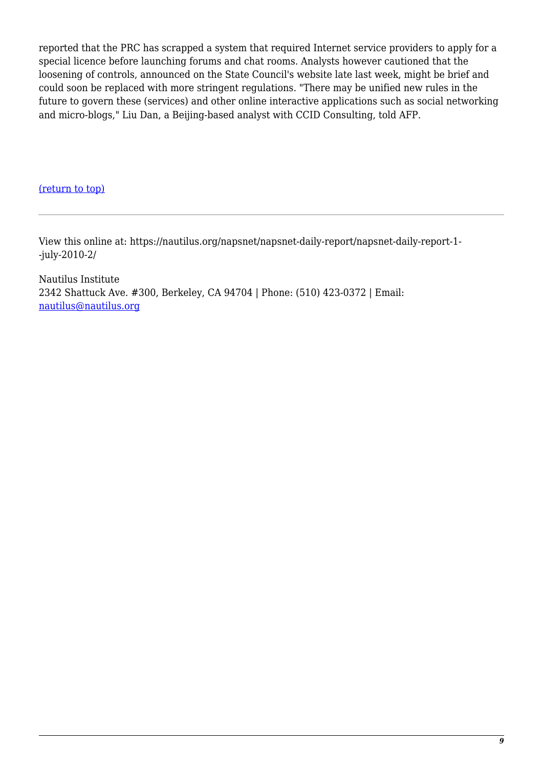reported that the PRC has scrapped a system that required Internet service providers to apply for a special licence before launching forums and chat rooms. Analysts however cautioned that the loosening of controls, announced on the State Council's website late last week, might be brief and could soon be replaced with more stringent regulations. "There may be unified new rules in the future to govern these (services) and other online interactive applications such as social networking and micro-blogs," Liu Dan, a Beijing-based analyst with CCID Consulting, told AFP.

(return to top)

---

View this online at: https://nautilus.org/napsnet/napsnet-daily-report/napsnet-daily-report-1--july-2010-2/

Nautilus Institute
2342 Shattuck Ave. #300, Berkeley, CA 94704 | Phone: (510) 423-0372 | Email: nautilus@nautilus.org